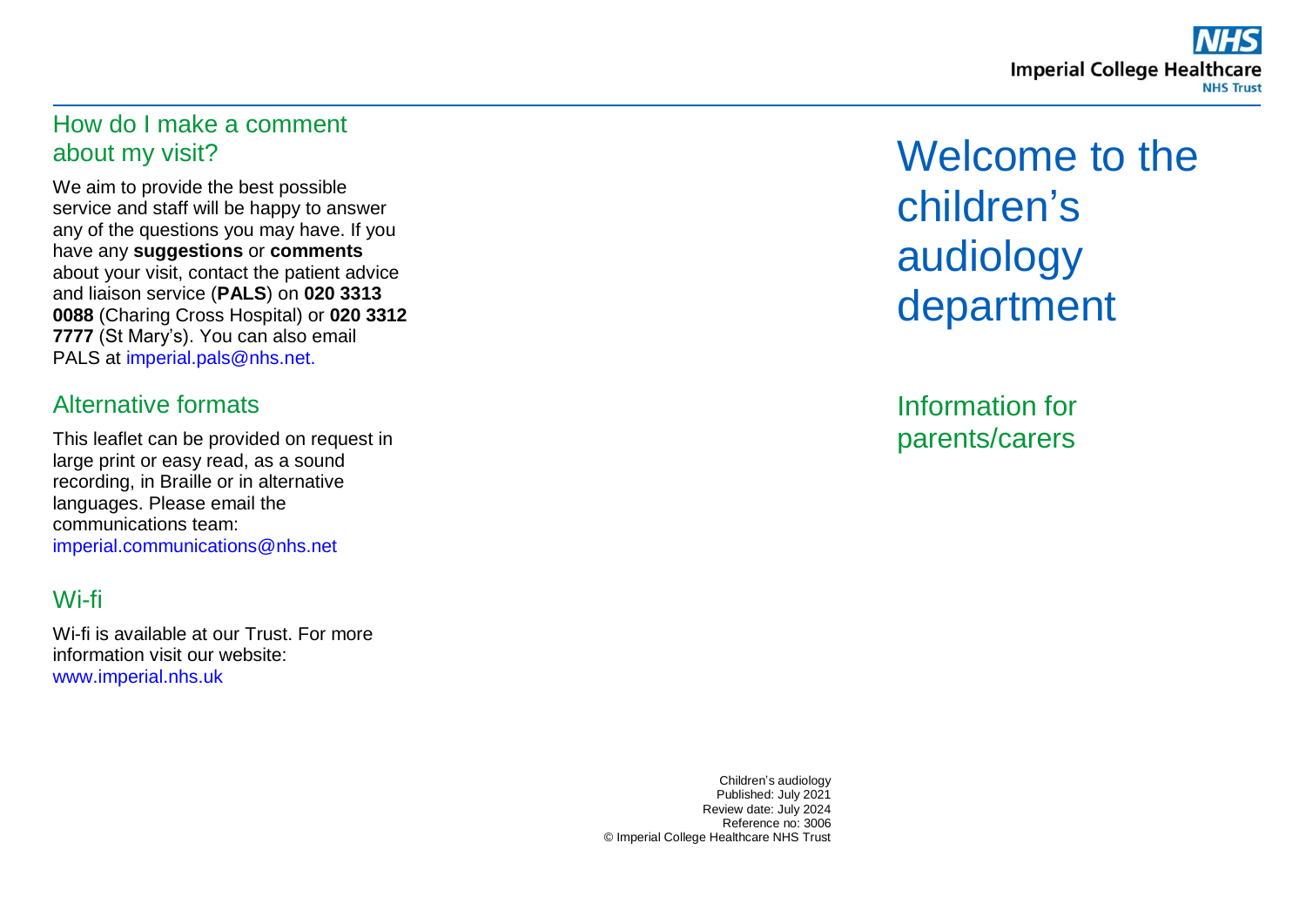# Welcome to the children's audiology department

## Information for parents/carers

## How do I make a comment about my visit?

We aim to provide the best possible service and staff will be happy to answer any of the questions you may have. If you have any **suggestions** or **comments** about your visit, contact the patient advice and liaison service (**PALS**) on **020 3313 0088** (Charing Cross Hospital) or **020 3312 7777** (St Mary's). You can also email PALS at imperial.pals@nhs.net.

## Alternative formats

This leaflet can be provided on request in large print or easy read, as a sound recording, in Braille or in alternative languages. Please email the communications team: imperial.communications@nhs.net

## Wi-fi

Wi-fi is available at our Trust. For more information visit our website: www.imperial.nhs.uk

Children's audiology
Published: July 2021
Review date: July 2024
Reference no: 3006
© Imperial College Healthcare NHS Trust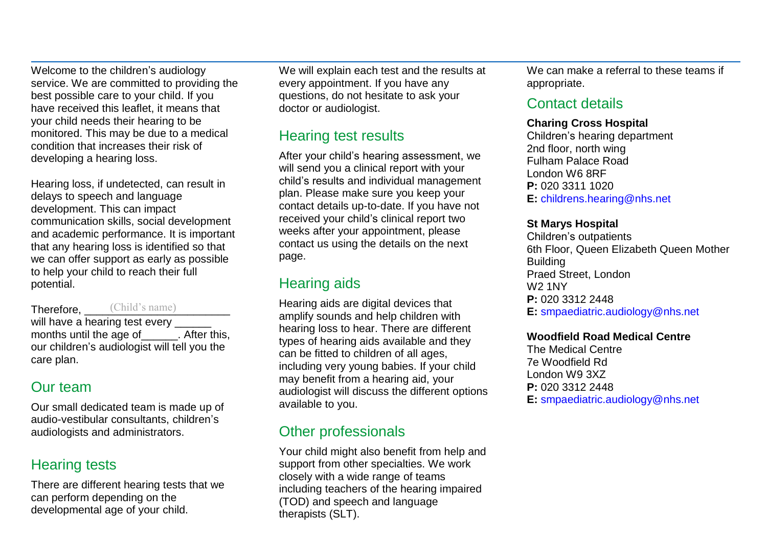Welcome to the children's audiology service. We are committed to providing the best possible care to your child. If you have received this leaflet, it means that your child needs their hearing to be monitored. This may be due to a medical condition that increases their risk of developing a hearing loss.

Hearing loss, if undetected, can result in delays to speech and language development. This can impact communication skills, social development and academic performance. It is important that any hearing loss is identified so that we can offer support as early as possible to help your child to reach their full potential.

Therefore, ____(Child's name)____ will have a hearing test every ______ months until the age of______. After this, our children's audiologist will tell you the care plan.

## Our team

Our small dedicated team is made up of audio-vestibular consultants, children's audiologists and administrators.

## Hearing tests

There are different hearing tests that we can perform depending on the developmental age of your child.

We will explain each test and the results at every appointment. If you have any questions, do not hesitate to ask your doctor or audiologist.

## Hearing test results

After your child's hearing assessment, we will send you a clinical report with your child's results and individual management plan. Please make sure you keep your contact details up-to-date. If you have not received your child's clinical report two weeks after your appointment, please contact us using the details on the next page.

## Hearing aids

Hearing aids are digital devices that amplify sounds and help children with hearing loss to hear. There are different types of hearing aids available and they can be fitted to children of all ages, including very young babies. If your child may benefit from a hearing aid, your audiologist will discuss the different options available to you.

## Other professionals

Your child might also benefit from help and support from other specialties. We work closely with a wide range of teams including teachers of the hearing impaired (TOD) and speech and language therapists (SLT).

We can make a referral to these teams if appropriate.

## Contact details

**Charing Cross Hospital**
Children's hearing department
2nd floor, north wing
Fulham Palace Road
London W6 8RF
**P:** 020 3311 1020
**E:** childrens.hearing@nhs.net

**St Marys Hospital**
Children's outpatients
6th Floor, Queen Elizabeth Queen Mother Building
Praed Street, London
W2 1NY
**P:** 020 3312 2448
**E:** smpaediatric.audiology@nhs.net

**Woodfield Road Medical Centre**
The Medical Centre
7e Woodfield Rd
London W9 3XZ
**P:** 020 3312 2448
**E:** smpaediatric.audiology@nhs.net